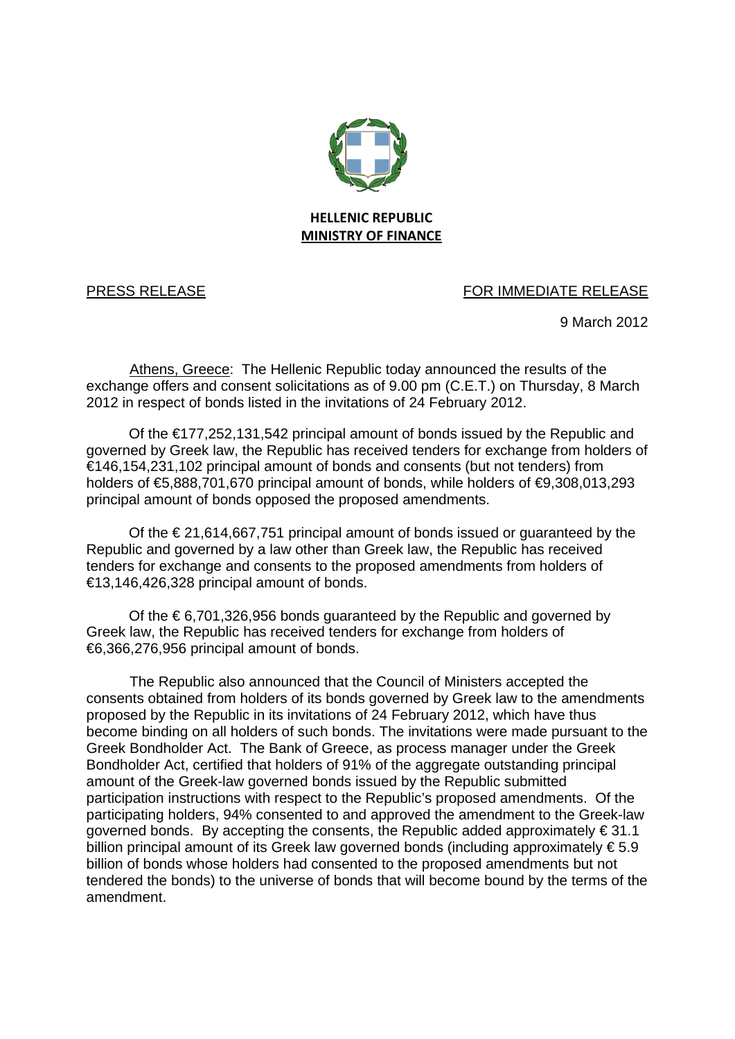**HELLENIC REPUBLIC**
**MINISTRY OF FINANCE**

PRESS RELEASE FOR IMMEDIATE RELEASE

9 March 2012

Athens, Greece: The Hellenic Republic today announced the results of the exchange offers and consent solicitations as of 9.00 pm (C.E.T.) on Thursday, 8 March 2012 in respect of bonds listed in the invitations of 24 February 2012.

Of the €177,252,131,542 principal amount of bonds issued by the Republic and governed by Greek law, the Republic has received tenders for exchange from holders of €146,154,231,102 principal amount of bonds and consents (but not tenders) from holders of €5,888,701,670 principal amount of bonds, while holders of €9,308,013,293 principal amount of bonds opposed the proposed amendments.

Of the € 21,614,667,751 principal amount of bonds issued or guaranteed by the Republic and governed by a law other than Greek law, the Republic has received tenders for exchange and consents to the proposed amendments from holders of €13,146,426,328 principal amount of bonds.

Of the € 6,701,326,956 bonds guaranteed by the Republic and governed by Greek law, the Republic has received tenders for exchange from holders of €6,366,276,956 principal amount of bonds.

The Republic also announced that the Council of Ministers accepted the consents obtained from holders of its bonds governed by Greek law to the amendments proposed by the Republic in its invitations of 24 February 2012, which have thus become binding on all holders of such bonds. The invitations were made pursuant to the Greek Bondholder Act. The Bank of Greece, as process manager under the Greek Bondholder Act, certified that holders of 91% of the aggregate outstanding principal amount of the Greek-law governed bonds issued by the Republic submitted participation instructions with respect to the Republic's proposed amendments. Of the participating holders, 94% consented to and approved the amendment to the Greek-law governed bonds. By accepting the consents, the Republic added approximately € 31.1 billion principal amount of its Greek law governed bonds (including approximately € 5.9 billion of bonds whose holders had consented to the proposed amendments but not tendered the bonds) to the universe of bonds that will become bound by the terms of the amendment.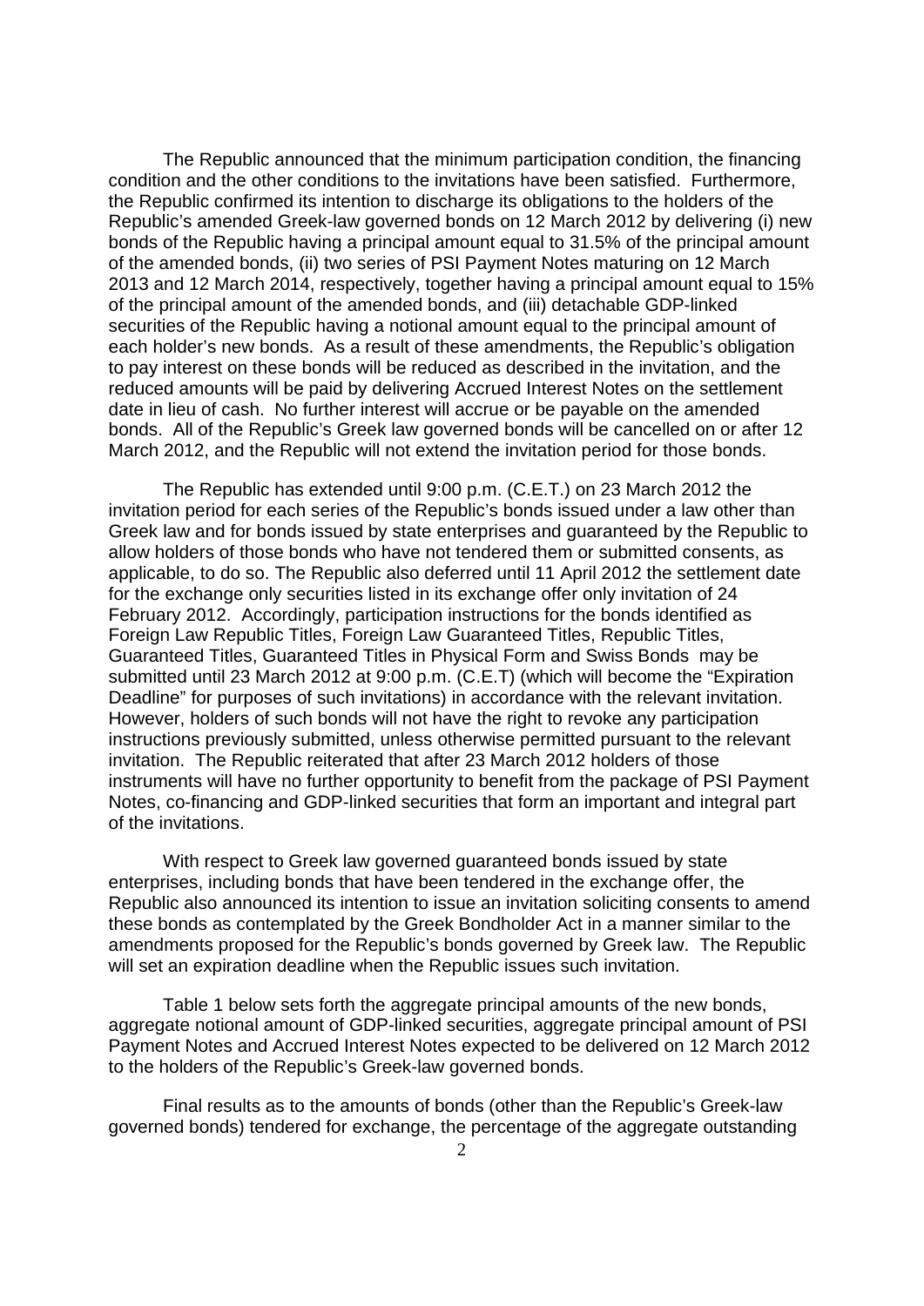The Republic announced that the minimum participation condition, the financing condition and the other conditions to the invitations have been satisfied. Furthermore, the Republic confirmed its intention to discharge its obligations to the holders of the Republic's amended Greek-law governed bonds on 12 March 2012 by delivering (i) new bonds of the Republic having a principal amount equal to 31.5% of the principal amount of the amended bonds, (ii) two series of PSI Payment Notes maturing on 12 March 2013 and 12 March 2014, respectively, together having a principal amount equal to 15% of the principal amount of the amended bonds, and (iii) detachable GDP-linked securities of the Republic having a notional amount equal to the principal amount of each holder's new bonds. As a result of these amendments, the Republic's obligation to pay interest on these bonds will be reduced as described in the invitation, and the reduced amounts will be paid by delivering Accrued Interest Notes on the settlement date in lieu of cash. No further interest will accrue or be payable on the amended bonds. All of the Republic's Greek law governed bonds will be cancelled on or after 12 March 2012, and the Republic will not extend the invitation period for those bonds.

The Republic has extended until 9:00 p.m. (C.E.T.) on 23 March 2012 the invitation period for each series of the Republic's bonds issued under a law other than Greek law and for bonds issued by state enterprises and guaranteed by the Republic to allow holders of those bonds who have not tendered them or submitted consents, as applicable, to do so. The Republic also deferred until 11 April 2012 the settlement date for the exchange only securities listed in its exchange offer only invitation of 24 February 2012. Accordingly, participation instructions for the bonds identified as Foreign Law Republic Titles, Foreign Law Guaranteed Titles, Republic Titles, Guaranteed Titles, Guaranteed Titles in Physical Form and Swiss Bonds may be submitted until 23 March 2012 at 9:00 p.m. (C.E.T) (which will become the "Expiration Deadline" for purposes of such invitations) in accordance with the relevant invitation. However, holders of such bonds will not have the right to revoke any participation instructions previously submitted, unless otherwise permitted pursuant to the relevant invitation. The Republic reiterated that after 23 March 2012 holders of those instruments will have no further opportunity to benefit from the package of PSI Payment Notes, co-financing and GDP-linked securities that form an important and integral part of the invitations.

With respect to Greek law governed guaranteed bonds issued by state enterprises, including bonds that have been tendered in the exchange offer, the Republic also announced its intention to issue an invitation soliciting consents to amend these bonds as contemplated by the Greek Bondholder Act in a manner similar to the amendments proposed for the Republic's bonds governed by Greek law. The Republic will set an expiration deadline when the Republic issues such invitation.

Table 1 below sets forth the aggregate principal amounts of the new bonds, aggregate notional amount of GDP-linked securities, aggregate principal amount of PSI Payment Notes and Accrued Interest Notes expected to be delivered on 12 March 2012 to the holders of the Republic's Greek-law governed bonds.

Final results as to the amounts of bonds (other than the Republic's Greek-law governed bonds) tendered for exchange, the percentage of the aggregate outstanding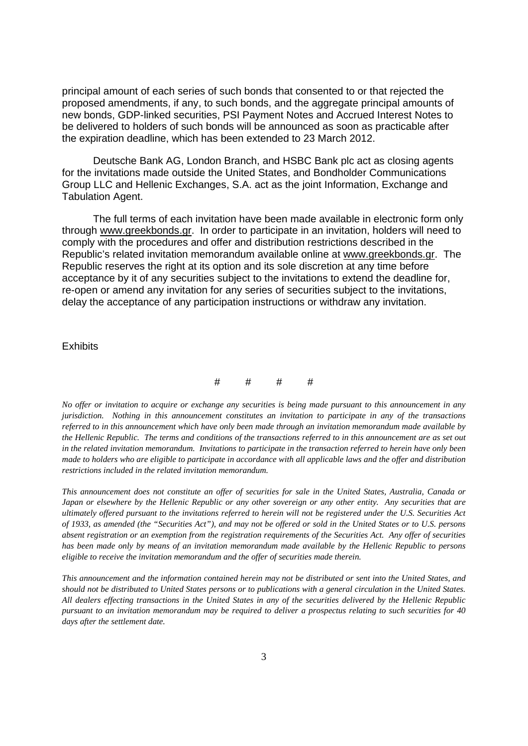principal amount of each series of such bonds that consented to or that rejected the proposed amendments, if any, to such bonds, and the aggregate principal amounts of new bonds, GDP-linked securities, PSI Payment Notes and Accrued Interest Notes to be delivered to holders of such bonds will be announced as soon as practicable after the expiration deadline, which has been extended to 23 March 2012.

Deutsche Bank AG, London Branch, and HSBC Bank plc act as closing agents for the invitations made outside the United States, and Bondholder Communications Group LLC and Hellenic Exchanges, S.A. act as the joint Information, Exchange and Tabulation Agent.

The full terms of each invitation have been made available in electronic form only through www.greekbonds.gr. In order to participate in an invitation, holders will need to comply with the procedures and offer and distribution restrictions described in the Republic's related invitation memorandum available online at www.greekbonds.gr. The Republic reserves the right at its option and its sole discretion at any time before acceptance by it of any securities subject to the invitations to extend the deadline for, re-open or amend any invitation for any series of securities subject to the invitations, delay the acceptance of any participation instructions or withdraw any invitation.

Exhibits

# # # #

*No offer or invitation to acquire or exchange any securities is being made pursuant to this announcement in any jurisdiction. Nothing in this announcement constitutes an invitation to participate in any of the transactions referred to in this announcement which have only been made through an invitation memorandum made available by the Hellenic Republic. The terms and conditions of the transactions referred to in this announcement are as set out in the related invitation memorandum. Invitations to participate in the transaction referred to herein have only been made to holders who are eligible to participate in accordance with all applicable laws and the offer and distribution restrictions included in the related invitation memorandum.*

*This announcement does not constitute an offer of securities for sale in the United States, Australia, Canada or Japan or elsewhere by the Hellenic Republic or any other sovereign or any other entity. Any securities that are ultimately offered pursuant to the invitations referred to herein will not be registered under the U.S. Securities Act of 1933, as amended (the "Securities Act"), and may not be offered or sold in the United States or to U.S. persons absent registration or an exemption from the registration requirements of the Securities Act. Any offer of securities has been made only by means of an invitation memorandum made available by the Hellenic Republic to persons eligible to receive the invitation memorandum and the offer of securities made therein.*

*This announcement and the information contained herein may not be distributed or sent into the United States, and should not be distributed to United States persons or to publications with a general circulation in the United States. All dealers effecting transactions in the United States in any of the securities delivered by the Hellenic Republic pursuant to an invitation memorandum may be required to deliver a prospectus relating to such securities for 40 days after the settlement date.*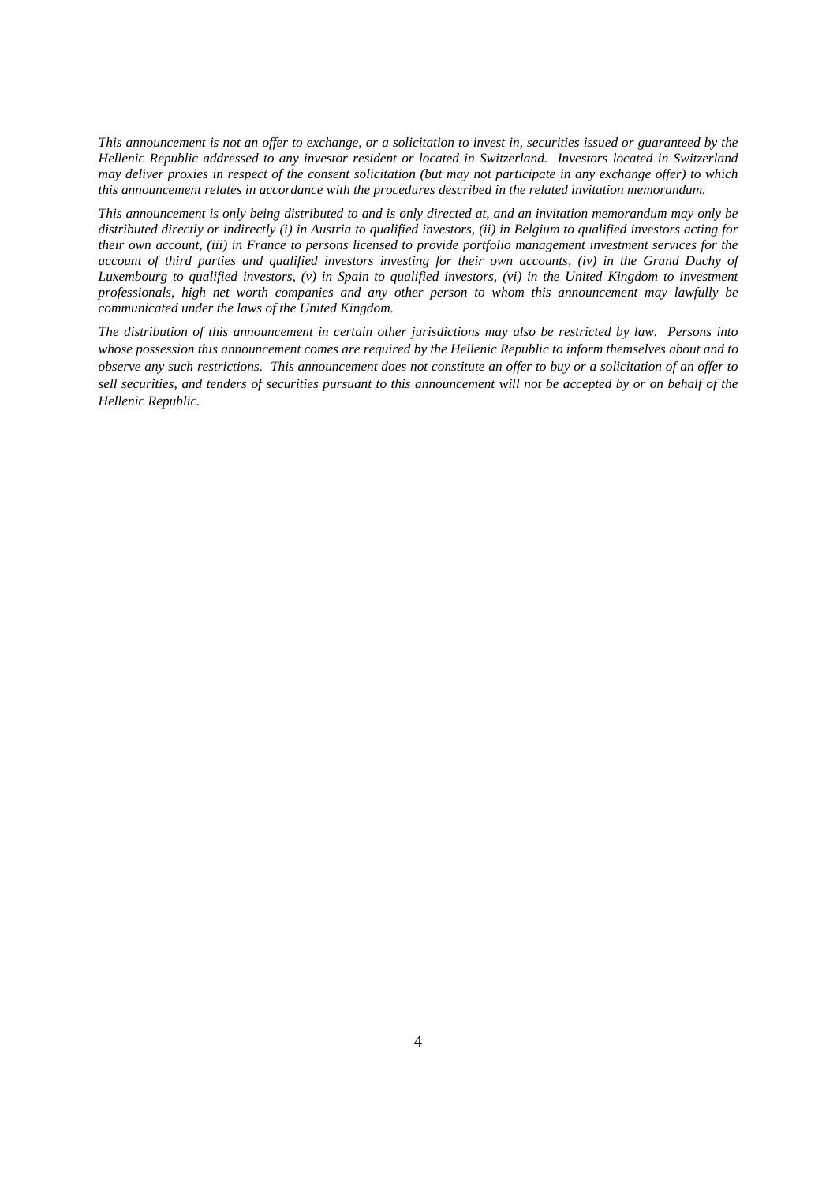*This announcement is not an offer to exchange, or a solicitation to invest in, securities issued or guaranteed by the Hellenic Republic addressed to any investor resident or located in Switzerland. Investors located in Switzerland may deliver proxies in respect of the consent solicitation (but may not participate in any exchange offer) to which this announcement relates in accordance with the procedures described in the related invitation memorandum.*

*This announcement is only being distributed to and is only directed at, and an invitation memorandum may only be distributed directly or indirectly (i) in Austria to qualified investors, (ii) in Belgium to qualified investors acting for their own account, (iii) in France to persons licensed to provide portfolio management investment services for the account of third parties and qualified investors investing for their own accounts, (iv) in the Grand Duchy of Luxembourg to qualified investors, (v) in Spain to qualified investors, (vi) in the United Kingdom to investment professionals, high net worth companies and any other person to whom this announcement may lawfully be communicated under the laws of the United Kingdom.*

*The distribution of this announcement in certain other jurisdictions may also be restricted by law. Persons into whose possession this announcement comes are required by the Hellenic Republic to inform themselves about and to observe any such restrictions. This announcement does not constitute an offer to buy or a solicitation of an offer to sell securities, and tenders of securities pursuant to this announcement will not be accepted by or on behalf of the Hellenic Republic.*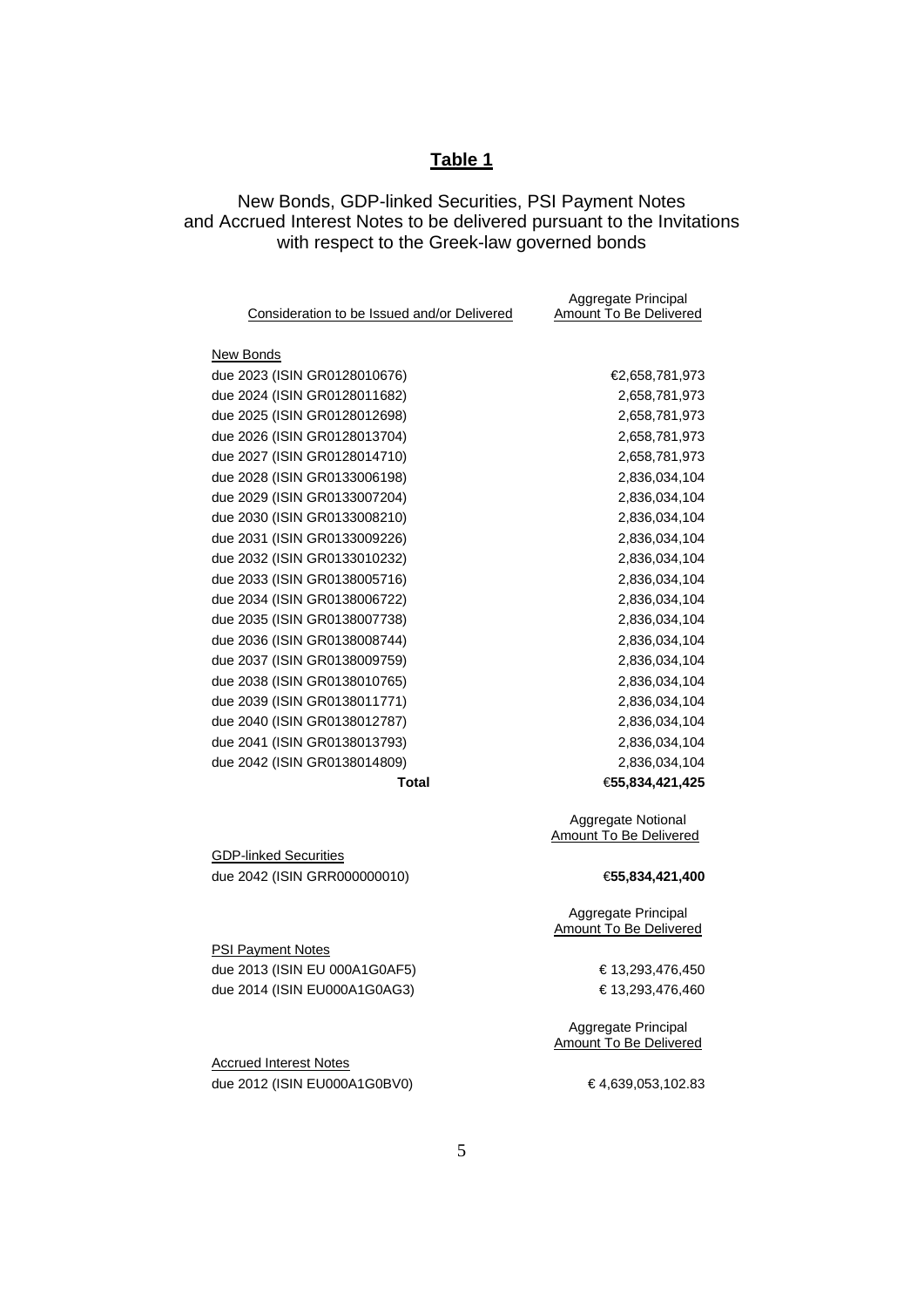## Table 1

New Bonds, GDP-linked Securities, PSI Payment Notes and Accrued Interest Notes to be delivered pursuant to the Invitations with respect to the Greek-law governed bonds

| Consideration to be Issued and/or Delivered | Aggregate Principal Amount To Be Delivered |
|---|---|
| New Bonds | |
| due 2023 (ISIN GR0128010676) | €2,658,781,973 |
| due 2024 (ISIN GR0128011682) | 2,658,781,973 |
| due 2025 (ISIN GR0128012698) | 2,658,781,973 |
| due 2026 (ISIN GR0128013704) | 2,658,781,973 |
| due 2027 (ISIN GR0128014710) | 2,658,781,973 |
| due 2028 (ISIN GR0133006198) | 2,836,034,104 |
| due 2029 (ISIN GR0133007204) | 2,836,034,104 |
| due 2030 (ISIN GR0133008210) | 2,836,034,104 |
| due 2031 (ISIN GR0133009226) | 2,836,034,104 |
| due 2032 (ISIN GR0133010232) | 2,836,034,104 |
| due 2033 (ISIN GR0138005716) | 2,836,034,104 |
| due 2034 (ISIN GR0138006722) | 2,836,034,104 |
| due 2035 (ISIN GR0138007738) | 2,836,034,104 |
| due 2036 (ISIN GR0138008744) | 2,836,034,104 |
| due 2037 (ISIN GR0138009759) | 2,836,034,104 |
| due 2038 (ISIN GR0138010765) | 2,836,034,104 |
| due 2039 (ISIN GR0138011771) | 2,836,034,104 |
| due 2040 (ISIN GR0138012787) | 2,836,034,104 |
| due 2041 (ISIN GR0138013793) | 2,836,034,104 |
| due 2042 (ISIN GR0138014809) | 2,836,034,104 |
| **Total** | **€55,834,421,425** |
| | Aggregate Notional Amount To Be Delivered |
| GDP-linked Securities | |
| due 2042 (ISIN GRR000000010) | **€55,834,421,400** |
| | Aggregate Principal Amount To Be Delivered |
| PSI Payment Notes | |
| due 2013 (ISIN EU 000A1G0AF5) | € 13,293,476,450 |
| due 2014 (ISIN EU000A1G0AG3) | € 13,293,476,460 |
| | Aggregate Principal Amount To Be Delivered |
| Accrued Interest Notes | |
| due 2012 (ISIN EU000A1G0BV0) | € 4,639,053,102.83 |